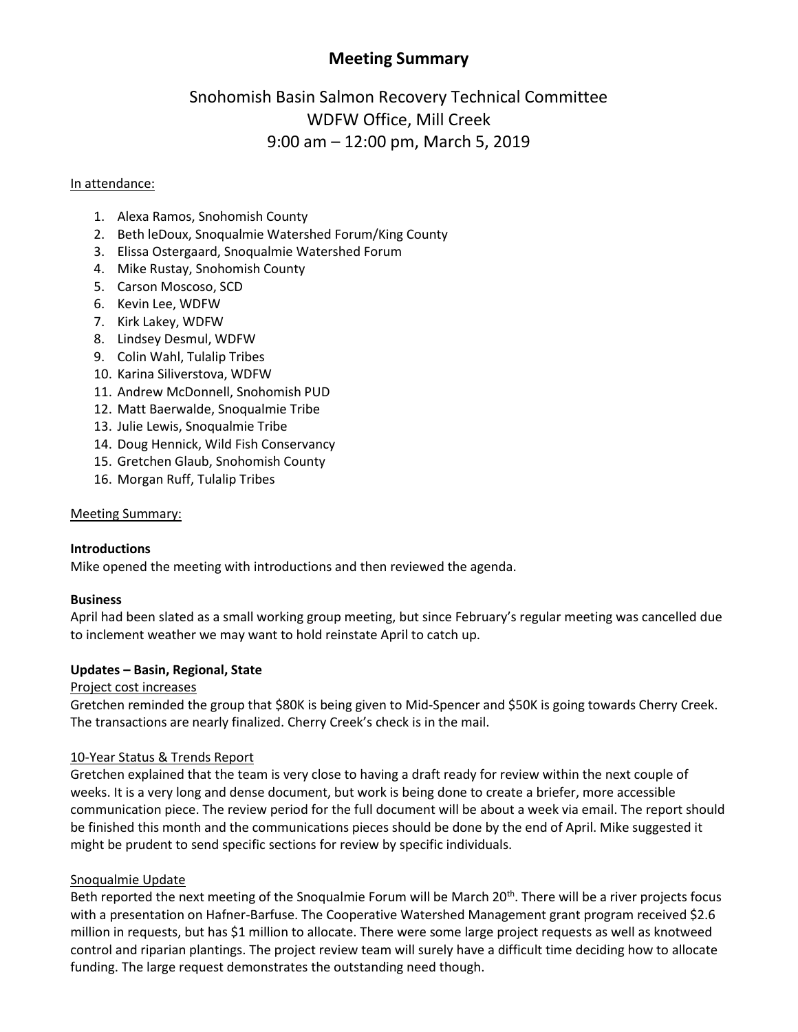// Converted Markdown preserving source text exactly
# Meeting Summary

## Snohomish Basin Salmon Recovery Technical Committee
## WDFW Office, Mill Creek
## 9:00 am – 12:00 pm, March 5, 2019

In attendance:

1. Alexa Ramos, Snohomish County
2. Beth leDoux, Snoqualmie Watershed Forum/King County
3. Elissa Ostergaard, Snoqualmie Watershed Forum
4. Mike Rustay, Snohomish County
5. Carson Moscoso, SCD
6. Kevin Lee, WDFW
7. Kirk Lakey, WDFW
8. Lindsey Desmul, WDFW
9. Colin Wahl, Tulalip Tribes
10. Karina Siliverstova, WDFW
11. Andrew McDonnell, Snohomish PUD
12. Matt Baerwalde, Snoqualmie Tribe
13. Julie Lewis, Snoqualmie Tribe
14. Doug Hennick, Wild Fish Conservancy
15. Gretchen Glaub, Snohomish County
16. Morgan Ruff, Tulalip Tribes

Meeting Summary:

**Introductions**

Mike opened the meeting with introductions and then reviewed the agenda.

**Business**

April had been slated as a small working group meeting, but since February's regular meeting was cancelled due to inclement weather we may want to hold reinstate April to catch up.

**Updates – Basin, Regional, State**

Project cost increases

Gretchen reminded the group that $80K is being given to Mid-Spencer and $50K is going towards Cherry Creek. The transactions are nearly finalized. Cherry Creek's check is in the mail.

10-Year Status & Trends Report

Gretchen explained that the team is very close to having a draft ready for review within the next couple of weeks. It is a very long and dense document, but work is being done to create a briefer, more accessible communication piece. The review period for the full document will be about a week via email. The report should be finished this month and the communications pieces should be done by the end of April. Mike suggested it might be prudent to send specific sections for review by specific individuals.

Snoqualmie Update

Beth reported the next meeting of the Snoqualmie Forum will be March 20th. There will be a river projects focus with a presentation on Hafner-Barfuse. The Cooperative Watershed Management grant program received $2.6 million in requests, but has $1 million to allocate. There were some large project requests as well as knotweed control and riparian plantings. The project review team will surely have a difficult time deciding how to allocate funding. The large request demonstrates the outstanding need though.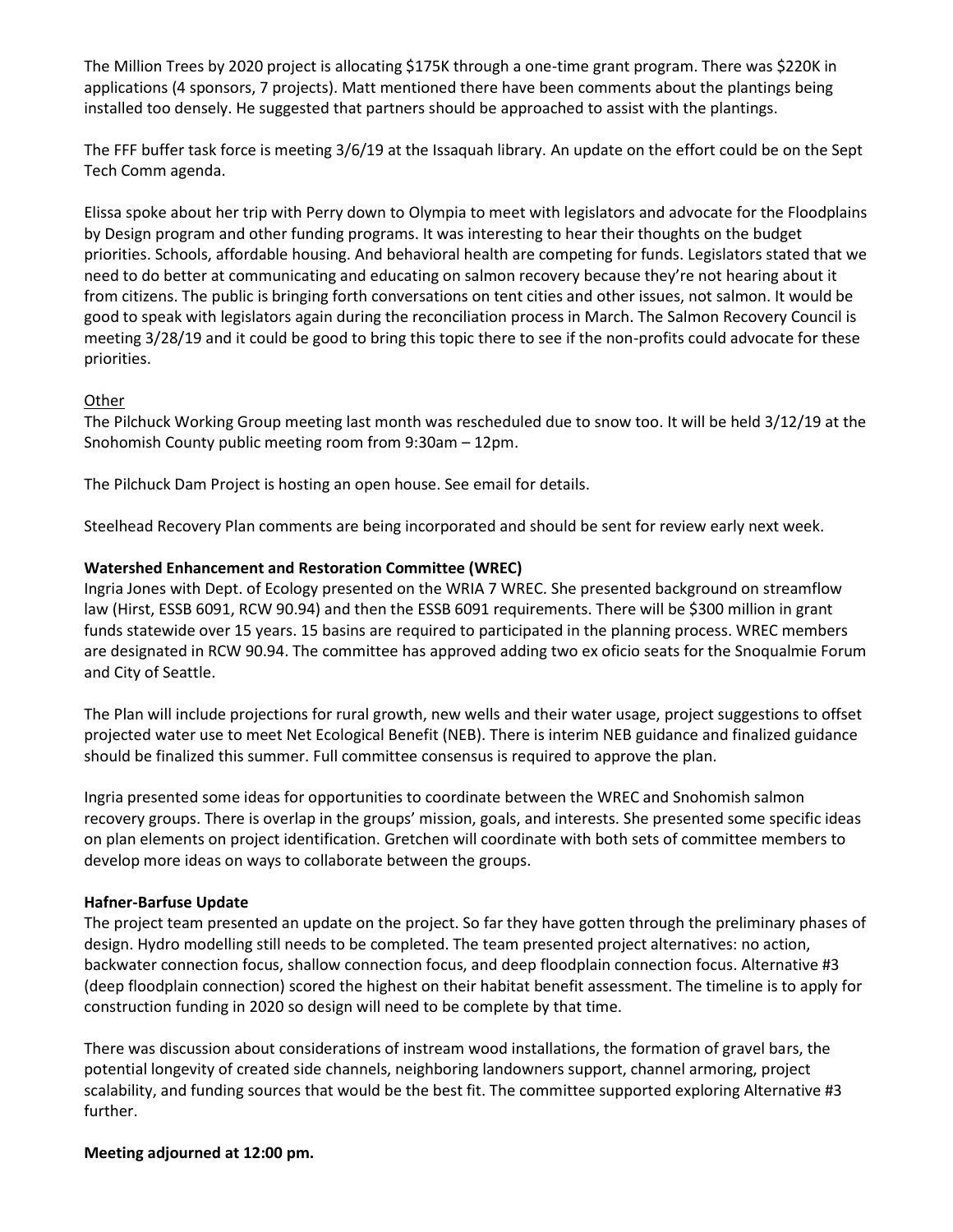The Million Trees by 2020 project is allocating $175K through a one-time grant program. There was $220K in applications (4 sponsors, 7 projects). Matt mentioned there have been comments about the plantings being installed too densely. He suggested that partners should be approached to assist with the plantings.

The FFF buffer task force is meeting 3/6/19 at the Issaquah library. An update on the effort could be on the Sept Tech Comm agenda.

Elissa spoke about her trip with Perry down to Olympia to meet with legislators and advocate for the Floodplains by Design program and other funding programs. It was interesting to hear their thoughts on the budget priorities. Schools, affordable housing. And behavioral health are competing for funds. Legislators stated that we need to do better at communicating and educating on salmon recovery because they're not hearing about it from citizens. The public is bringing forth conversations on tent cities and other issues, not salmon. It would be good to speak with legislators again during the reconciliation process in March. The Salmon Recovery Council is meeting 3/28/19 and it could be good to bring this topic there to see if the non-profits could advocate for these priorities.

Other

The Pilchuck Working Group meeting last month was rescheduled due to snow too. It will be held 3/12/19 at the Snohomish County public meeting room from 9:30am – 12pm.

The Pilchuck Dam Project is hosting an open house. See email for details.

Steelhead Recovery Plan comments are being incorporated and should be sent for review early next week.

**Watershed Enhancement and Restoration Committee (WREC)**

Ingria Jones with Dept. of Ecology presented on the WRIA 7 WREC. She presented background on streamflow law (Hirst, ESSB 6091, RCW 90.94) and then the ESSB 6091 requirements. There will be $300 million in grant funds statewide over 15 years. 15 basins are required to participated in the planning process. WREC members are designated in RCW 90.94. The committee has approved adding two ex oficio seats for the Snoqualmie Forum and City of Seattle.

The Plan will include projections for rural growth, new wells and their water usage, project suggestions to offset projected water use to meet Net Ecological Benefit (NEB). There is interim NEB guidance and finalized guidance should be finalized this summer. Full committee consensus is required to approve the plan.

Ingria presented some ideas for opportunities to coordinate between the WREC and Snohomish salmon recovery groups. There is overlap in the groups' mission, goals, and interests. She presented some specific ideas on plan elements on project identification. Gretchen will coordinate with both sets of committee members to develop more ideas on ways to collaborate between the groups.

**Hafner-Barfuse Update**

The project team presented an update on the project. So far they have gotten through the preliminary phases of design. Hydro modelling still needs to be completed. The team presented project alternatives: no action, backwater connection focus, shallow connection focus, and deep floodplain connection focus. Alternative #3 (deep floodplain connection) scored the highest on their habitat benefit assessment. The timeline is to apply for construction funding in 2020 so design will need to be complete by that time.

There was discussion about considerations of instream wood installations, the formation of gravel bars, the potential longevity of created side channels, neighboring landowners support, channel armoring, project scalability, and funding sources that would be the best fit. The committee supported exploring Alternative #3 further.

**Meeting adjourned at 12:00 pm.**